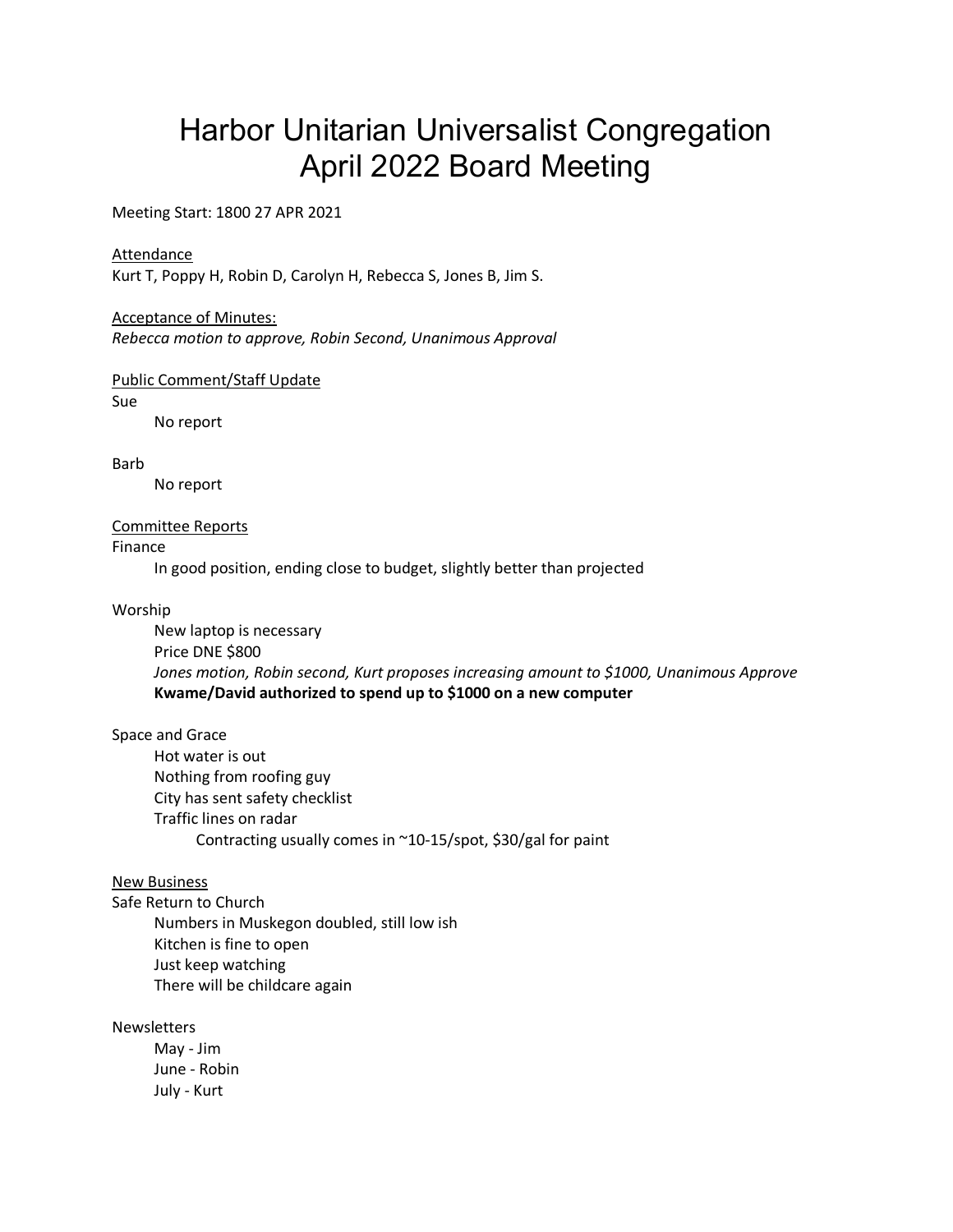# Harbor Unitarian Universalist Congregation
# April 2022 Board Meeting

Meeting Start: 1800 27 APR 2021

Attendance

Kurt T, Poppy H, Robin D, Carolyn H, Rebecca S, Jones B, Jim S.

Acceptance of Minutes:

*Rebecca motion to approve, Robin Second, Unanimous Approval*

Public Comment/Staff Update

Sue

- No report

Barb

- No report

Committee Reports

Finance

- In good position, ending close to budget, slightly better than projected

Worship

- New laptop is necessary
- Price DNE $800
- *Jones motion, Robin second, Kurt proposes increasing amount to $1000, Unanimous Approve*
- **Kwame/David authorized to spend up to $1000 on a new computer**

Space and Grace

- Hot water is out
- Nothing from roofing guy
- City has sent safety checklist
- Traffic lines on radar
  - Contracting usually comes in ~10-15/spot, $30/gal for paint

New Business

Safe Return to Church

- Numbers in Muskegon doubled, still low ish
- Kitchen is fine to open
- Just keep watching
- There will be childcare again

Newsletters

- May - Jim
- June - Robin
- July - Kurt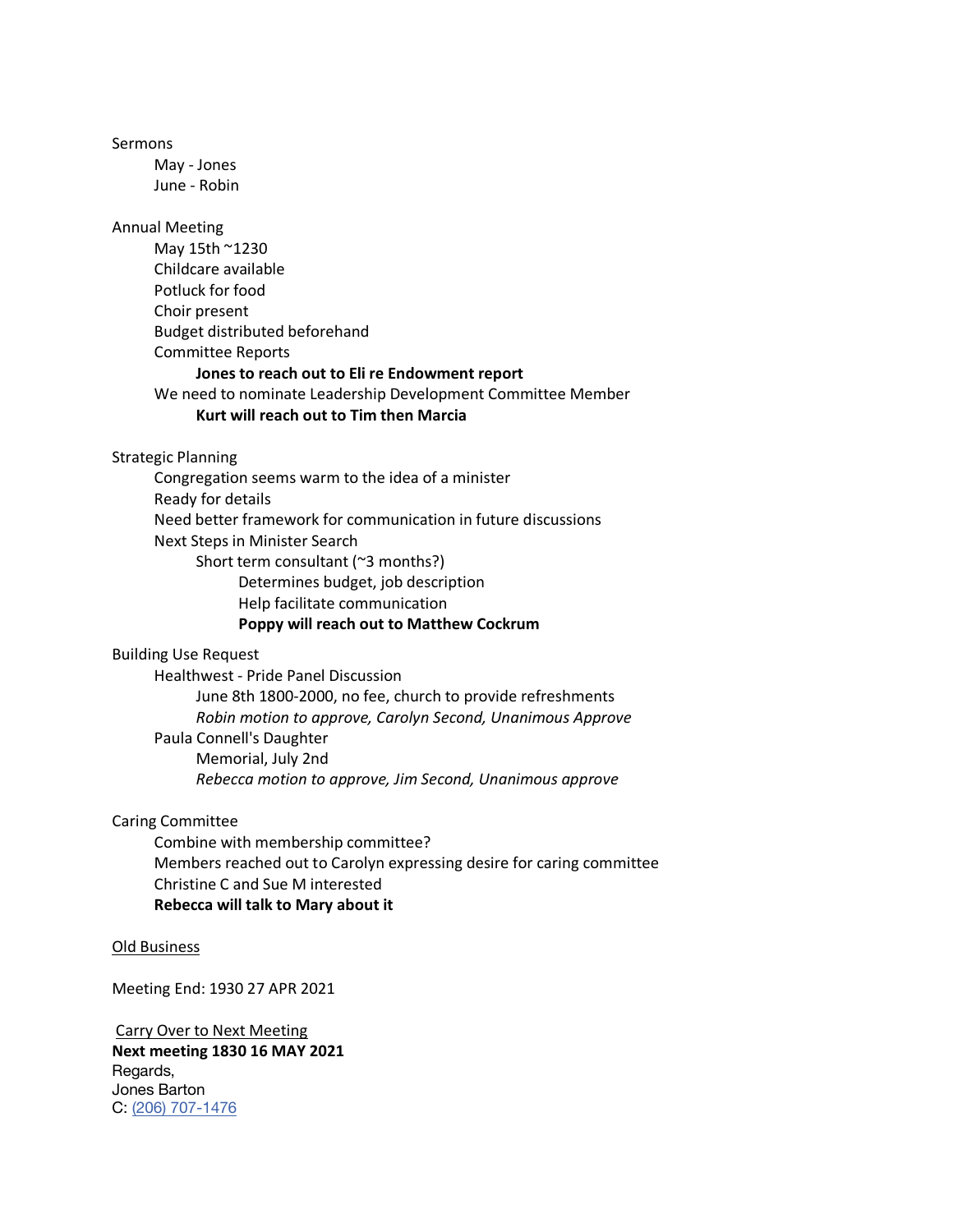Sermons

- May - Jones
- June - Robin

Annual Meeting

- May 15th ~1230
- Childcare available
- Potluck for food
- Choir present
- Budget distributed beforehand
- Committee Reports
    - **Jones to reach out to Eli re Endowment report**
- We need to nominate Leadership Development Committee Member
    - **Kurt will reach out to Tim then Marcia**

Strategic Planning

- Congregation seems warm to the idea of a minister
- Ready for details
- Need better framework for communication in future discussions
- Next Steps in Minister Search
    - Short term consultant (~3 months?)
        - Determines budget, job description
        - Help facilitate communication
        - **Poppy will reach out to Matthew Cockrum**

Building Use Request

- Healthwest - Pride Panel Discussion
    - June 8th 1800-2000, no fee, church to provide refreshments
    - *Robin motion to approve, Carolyn Second, Unanimous Approve*
- Paula Connell's Daughter
    - Memorial, July 2nd
    - *Rebecca motion to approve, Jim Second, Unanimous approve*

Caring Committee

- Combine with membership committee?
- Members reached out to Carolyn expressing desire for caring committee
- Christine C and Sue M interested
- **Rebecca will talk to Mary about it**

<u>Old Business</u>

Meeting End: 1930 27 APR 2021

<u>Carry Over to Next Meeting</u>

**Next meeting 1830 16 MAY 2021**

Regards,
Jones Barton
C: (206) 707-1476